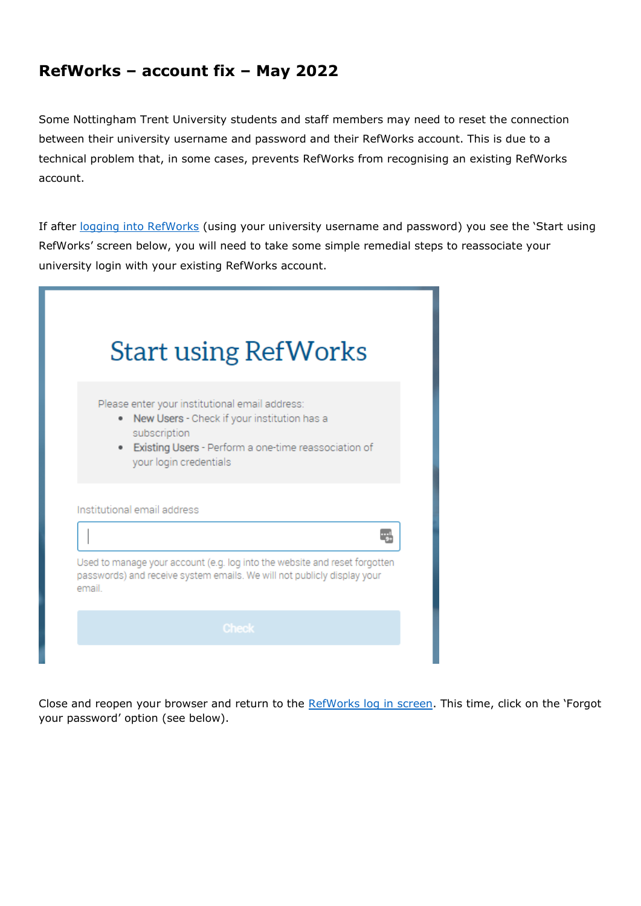# RefWorks – account fix – May 2022

Some Nottingham Trent University students and staff members may need to reset the connection between their university username and password and their RefWorks account. This is due to a technical problem that, in some cases, prevents RefWorks from recognising an existing RefWorks account.

If after logging into RefWorks (using your university username and password) you see the 'Start using RefWorks' screen below, you will need to take some simple remedial steps to reassociate your university login with your existing RefWorks account.

Start using RefWorks

Please enter your institutional email address:

- New Users - Check if your institution has a subscription
- Existing Users - Perform a one-time reassociation of your login credentials

Institutional email address

Used to manage your account (e.g. log into the website and reset forgotten passwords) and receive system emails. We will not publicly display your email.

Check

Close and reopen your browser and return to the RefWorks log in screen. This time, click on the 'Forgot your password' option (see below).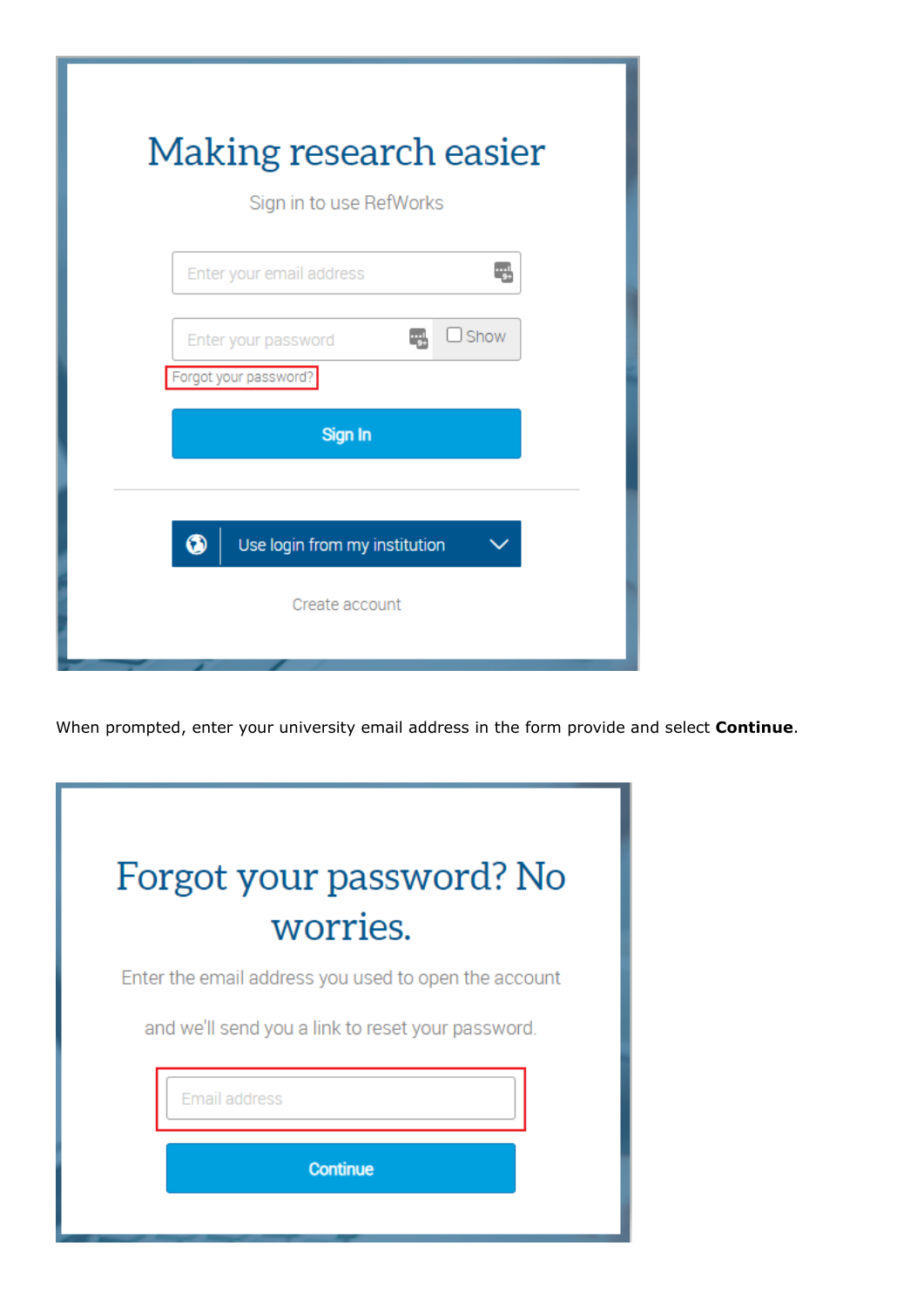When prompted, enter your university email address in the form provide and select **Continue**.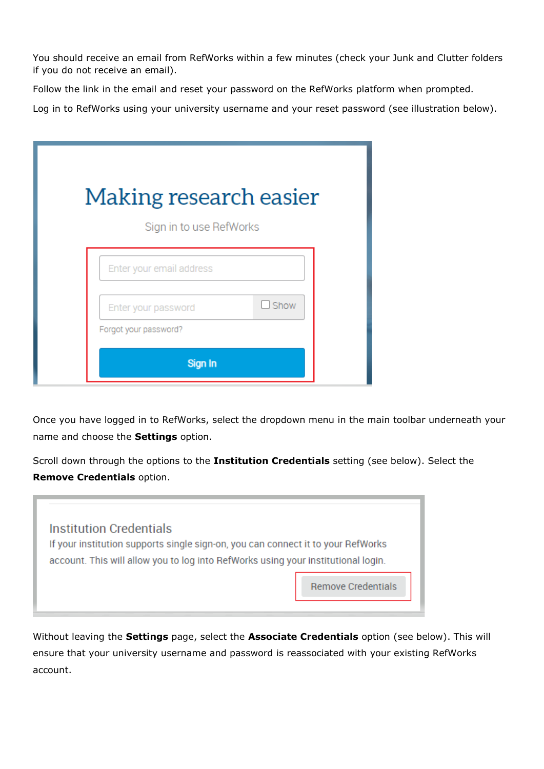You should receive an email from RefWorks within a few minutes (check your Junk and Clutter folders if you do not receive an email).

Follow the link in the email and reset your password on the RefWorks platform when prompted.

Log in to RefWorks using your university username and your reset password (see illustration below).

Making research easier

Sign in to use RefWorks

Enter your email address

Enter your password Show

Forgot your password?

Sign In

Once you have logged in to RefWorks, select the dropdown menu in the main toolbar underneath your name and choose the **Settings** option.

Scroll down through the options to the **Institution Credentials** setting (see below). Select the **Remove Credentials** option.

Institution Credentials

If your institution supports single sign-on, you can connect it to your RefWorks account. This will allow you to log into RefWorks using your institutional login.

Remove Credentials

Without leaving the **Settings** page, select the **Associate Credentials** option (see below). This will ensure that your university username and password is reassociated with your existing RefWorks account.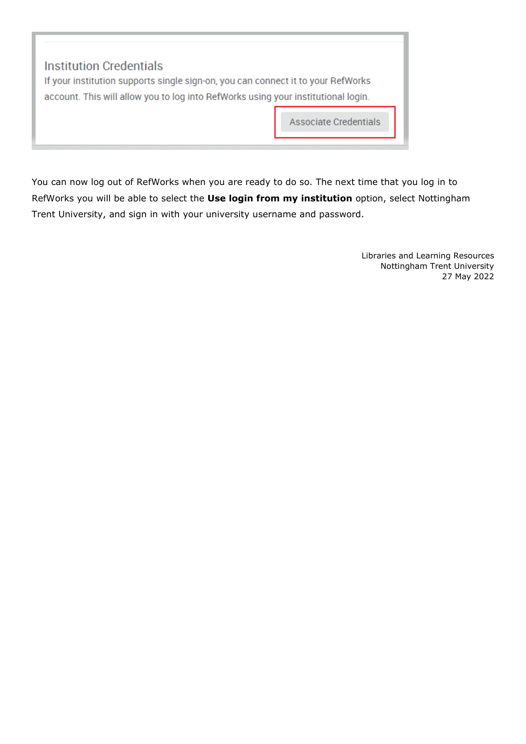Institution Credentials

If your institution supports single sign-on, you can connect it to your RefWorks account. This will allow you to log into RefWorks using your institutional login.

Associate Credentials

You can now log out of RefWorks when you are ready to do so. The next time that you log in to RefWorks you will be able to select the **Use login from my institution** option, select Nottingham Trent University, and sign in with your university username and password.

Libraries and Learning Resources
Nottingham Trent University
27 May 2022